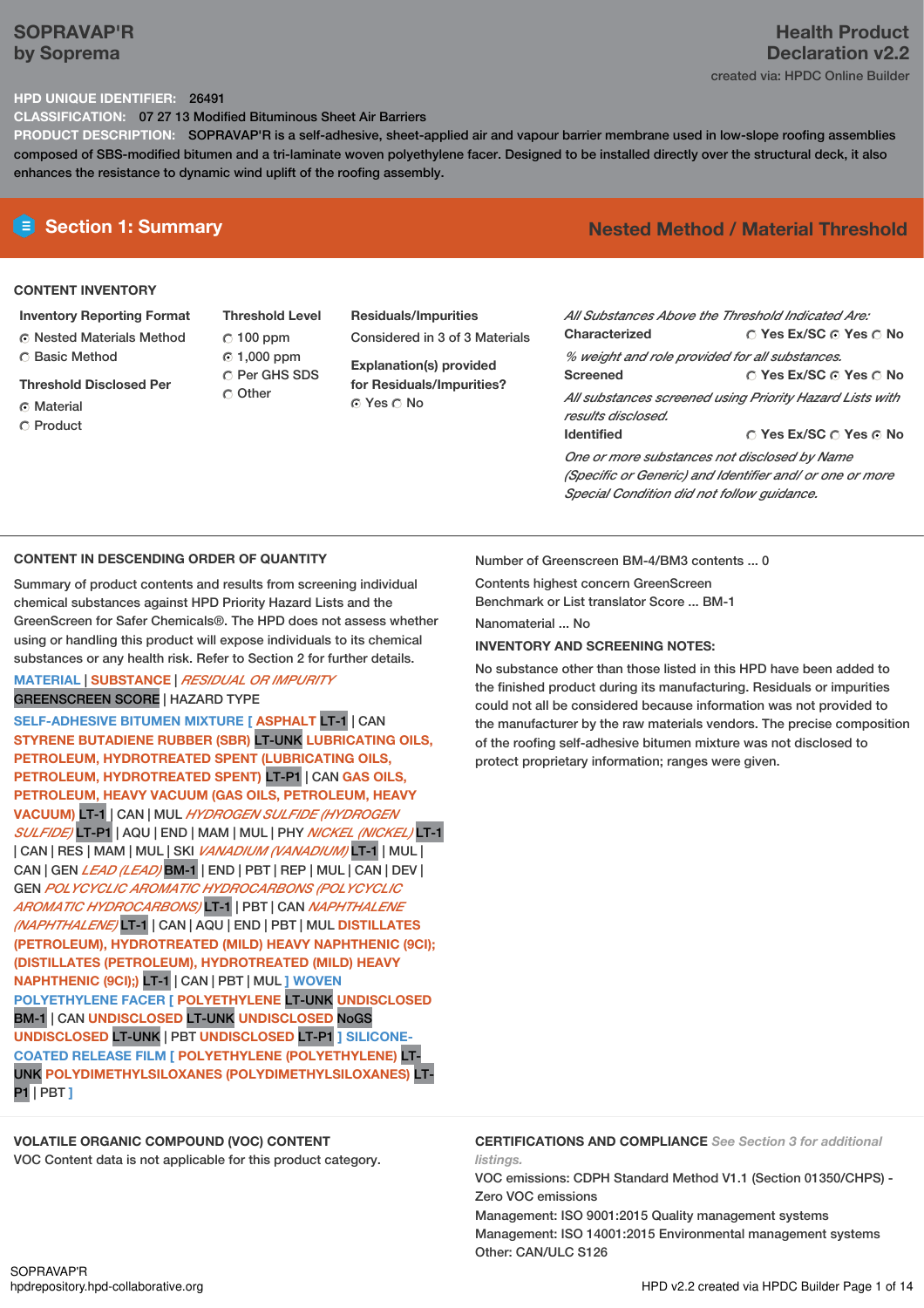# SOPRAVAP'R
by Soprema

**Health Product Declaration v2.2**
created via: HPDC Online Builder

**HPD UNIQUE IDENTIFIER:** 26491
**CLASSIFICATION:** 07 27 13 Modified Bituminous Sheet Air Barriers
**PRODUCT DESCRIPTION:** SOPRAVAP'R is a self-adhesive, sheet-applied air and vapour barrier membrane used in low-slope roofing assemblies composed of SBS-modified bitumen and a tri-laminate woven polyethylene facer. Designed to be installed directly over the structural deck, it also enhances the resistance to dynamic wind uplift of the roofing assembly.

## Section 1: Summary

**Nested Method / Material Threshold**

### CONTENT INVENTORY

**Inventory Reporting Format**
- ◉ Nested Materials Method
- ○ Basic Method

**Threshold Disclosed Per**
- ◉ Material
- ○ Product

**Threshold Level**
- ○ 100 ppm
- ◉ 1,000 ppm
- ○ Per GHS SDS
- ○ Other

**Residuals/Impurities**
Considered in 3 of 3 Materials

**Explanation(s) provided for Residuals/Impurities?**
◉ Yes ○ No

*All Substances Above the Threshold Indicated Are:*

**Characterized** ○ Yes Ex/SC ◉ Yes ○ No
*% weight and role provided for all substances.*

**Screened** ○ Yes Ex/SC ◉ Yes ○ No
*All substances screened using Priority Hazard Lists with results disclosed.*

**Identified** ○ Yes Ex/SC ○ Yes ◉ No
*One or more substances not disclosed by Name (Specific or Generic) and Identifier and/ or one or more Special Condition did not follow guidance.*

### CONTENT IN DESCENDING ORDER OF QUANTITY

Summary of product contents and results from screening individual chemical substances against HPD Priority Hazard Lists and the GreenScreen for Safer Chemicals®. The HPD does not assess whether using or handling this product will expose individuals to its chemical substances or any health risk. Refer to Section 2 for further details.

MATERIAL | SUBSTANCE | *RESIDUAL OR IMPURITY*
GREENSCREEN SCORE | HAZARD TYPE

**SELF-ADHESIVE BITUMEN MIXTURE [ ASPHALT** LT-1 | CAN **STYRENE BUTADIENE RUBBER (SBR)** LT-UNK **LUBRICATING OILS, PETROLEUM, HYDROTREATED SPENT (LUBRICATING OILS, PETROLEUM, HYDROTREATED SPENT)** LT-P1 | CAN **GAS OILS, PETROLEUM, HEAVY VACUUM (GAS OILS, PETROLEUM, HEAVY VACUUM)** LT-1 | CAN | MUL *HYDROGEN SULFIDE (HYDROGEN SULFIDE)* LT-P1 | AQU | END | MAM | MUL | PHY *NICKEL (NICKEL)* LT-1 | CAN | RES | MAM | MUL | SKI *VANADIUM (VANADIUM)* LT-1 | MUL | CAN | GEN *LEAD (LEAD)* BM-1 | END | PBT | REP | MUL | CAN | DEV | GEN *POLYCYCLIC AROMATIC HYDROCARBONS (POLYCYCLIC AROMATIC HYDROCARBONS)* LT-1 | PBT | CAN *NAPHTHALENE (NAPHTHALENE)* LT-1 | CAN | AQU | END | PBT | MUL **DISTILLATES (PETROLEUM), HYDROTREATED (MILD) HEAVY NAPHTHENIC (9CI); (DISTILLATES (PETROLEUM), HYDROTREATED (MILD) HEAVY NAPHTHENIC (9CI);)** LT-1 | CAN | PBT | MUL **] WOVEN POLYETHYLENE FACER [ POLYETHYLENE** LT-UNK **UNDISCLOSED** BM-1 | CAN **UNDISCLOSED** LT-UNK **UNDISCLOSED** NoGS **UNDISCLOSED** LT-UNK | PBT **UNDISCLOSED** LT-P1 **] SILICONE-COATED RELEASE FILM [ POLYETHYLENE (POLYETHYLENE)** LT-UNK **POLYDIMETHYLSILOXANES (POLYDIMETHYLSILOXANES)** LT-P1 | PBT **]**

Number of Greenscreen BM-4/BM3 contents ... 0

Contents highest concern GreenScreen Benchmark or List translator Score ... BM-1

Nanomaterial ... No

**INVENTORY AND SCREENING NOTES:**

No substance other than those listed in this HPD have been added to the finished product during its manufacturing. Residuals or impurities could not all be considered because information was not provided to the manufacturer by the raw materials vendors. The precise composition of the roofing self-adhesive bitumen mixture was not disclosed to protect proprietary information; ranges were given.

### VOLATILE ORGANIC COMPOUND (VOC) CONTENT

VOC Content data is not applicable for this product category.

### CERTIFICATIONS AND COMPLIANCE

*See Section 3 for additional listings.*

VOC emissions: CDPH Standard Method V1.1 (Section 01350/CHPS) - Zero VOC emissions
Management: ISO 9001:2015 Quality management systems
Management: ISO 14001:2015 Environmental management systems
Other: CAN/ULC S126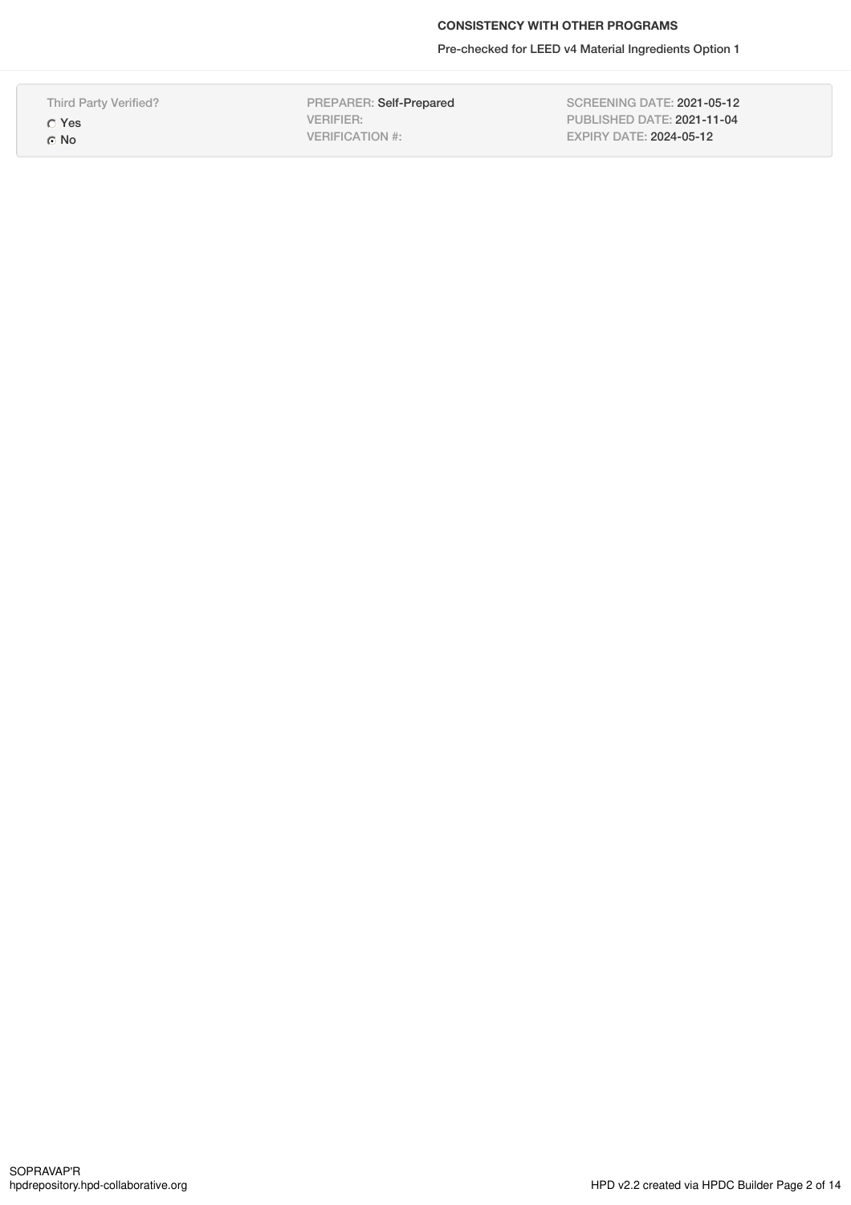**CONSISTENCY WITH OTHER PROGRAMS**

Pre-checked for LEED v4 Material Ingredients Option 1

| Third Party Verified? | PREPARER: Self-Prepared | SCREENING DATE: 2021-05-12 |
|---|---|---|
| ○ Yes | VERIFIER: | PUBLISHED DATE: 2021-11-04 |
| ● No | VERIFICATION #: | EXPIRY DATE: 2024-05-12 |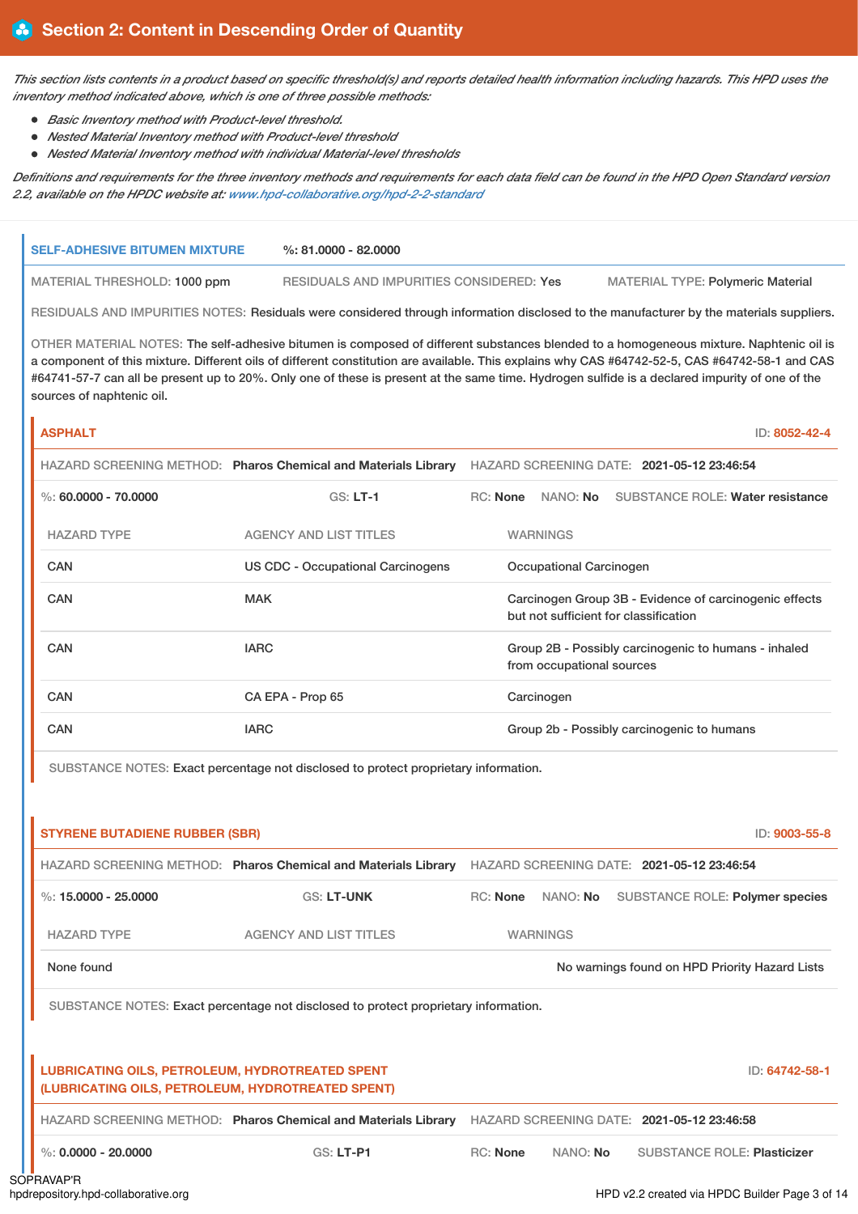## Section 2: Content in Descending Order of Quantity

*This section lists contents in a product based on specific threshold(s) and reports detailed health information including hazards. This HPD uses the inventory method indicated above, which is one of three possible methods:*

- *Basic Inventory method with Product-level threshold.*
- *Nested Material Inventory method with Product-level threshold*
- *Nested Material Inventory method with individual Material-level thresholds*

*Definitions and requirements for the three inventory methods and requirements for each data field can be found in the HPD Open Standard version 2.2, available on the HPDC website at: www.hpd-collaborative.org/hpd-2-2-standard*

### SELF-ADHESIVE BITUMEN MIXTURE

%: **81.0000 - 82.0000**

MATERIAL THRESHOLD: **1000 ppm** RESIDUALS AND IMPURITIES CONSIDERED: **Yes** MATERIAL TYPE: **Polymeric Material**

RESIDUALS AND IMPURITIES NOTES: Residuals were considered through information disclosed to the manufacturer by the materials suppliers.

OTHER MATERIAL NOTES: The self-adhesive bitumen is composed of different substances blended to a homogeneous mixture. Naphtenic oil is a component of this mixture. Different oils of different constitution are available. This explains why CAS #64742-52-5, CAS #64742-58-1 and CAS #64741-57-7 can all be present up to 20%. Only one of these is present at the same time. Hydrogen sulfide is a declared impurity of one of the sources of naphtenic oil.

#### ASPHALT

ID: **8052-42-4**

HAZARD SCREENING METHOD: **Pharos Chemical and Materials Library** HAZARD SCREENING DATE: **2021-05-12 23:46:54**

%: **60.0000 - 70.0000** GS: **LT-1** RC: **None** NANO: **No** SUBSTANCE ROLE: **Water resistance**

| HAZARD TYPE | AGENCY AND LIST TITLES | WARNINGS |
|---|---|---|
| CAN | US CDC - Occupational Carcinogens | Occupational Carcinogen |
| CAN | MAK | Carcinogen Group 3B - Evidence of carcinogenic effects but not sufficient for classification |
| CAN | IARC | Group 2B - Possibly carcinogenic to humans - inhaled from occupational sources |
| CAN | CA EPA - Prop 65 | Carcinogen |
| CAN | IARC | Group 2b - Possibly carcinogenic to humans |

SUBSTANCE NOTES: Exact percentage not disclosed to protect proprietary information.

#### STYRENE BUTADIENE RUBBER (SBR)

ID: **9003-55-8**

HAZARD SCREENING METHOD: **Pharos Chemical and Materials Library** HAZARD SCREENING DATE: **2021-05-12 23:46:54**

%: **15.0000 - 25.0000** GS: **LT-UNK** RC: **None** NANO: **No** SUBSTANCE ROLE: **Polymer species**

| HAZARD TYPE | AGENCY AND LIST TITLES | WARNINGS |
|---|---|---|
| None found | | No warnings found on HPD Priority Hazard Lists |

SUBSTANCE NOTES: Exact percentage not disclosed to protect proprietary information.

#### LUBRICATING OILS, PETROLEUM, HYDROTREATED SPENT (LUBRICATING OILS, PETROLEUM, HYDROTREATED SPENT)

ID: **64742-58-1**

HAZARD SCREENING METHOD: **Pharos Chemical and Materials Library** HAZARD SCREENING DATE: **2021-05-12 23:46:58**

%: **0.0000 - 20.0000** GS: **LT-P1** RC: **None** NANO: **No** SUBSTANCE ROLE: **Plasticizer**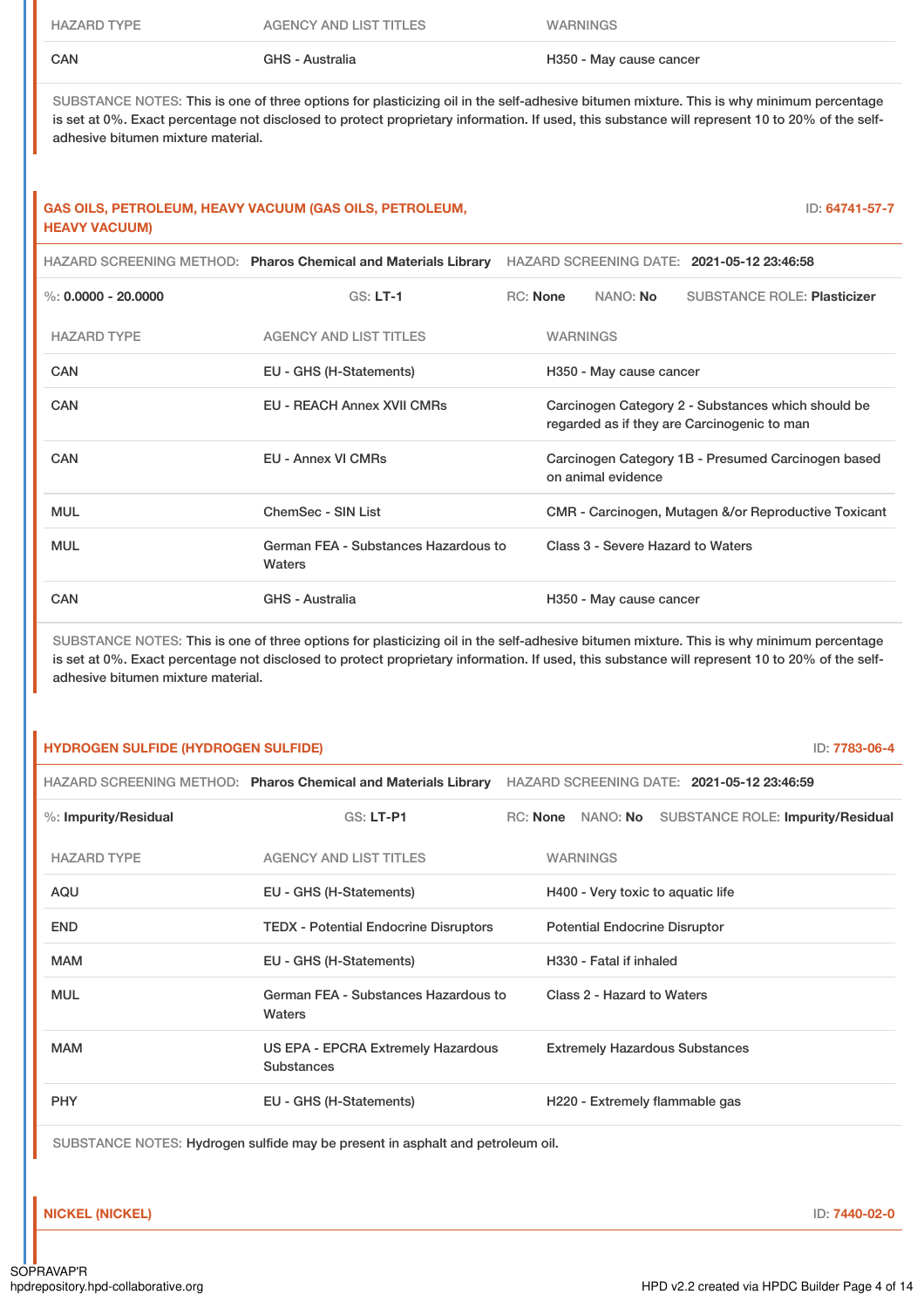| HAZARD TYPE | AGENCY AND LIST TITLES | WARNINGS |
| --- | --- | --- |
| CAN | GHS - Australia | H350 - May cause cancer |

SUBSTANCE NOTES: This is one of three options for plasticizing oil in the self-adhesive bitumen mixture. This is why minimum percentage is set at 0%. Exact percentage not disclosed to protect proprietary information. If used, this substance will represent 10 to 20% of the self-adhesive bitumen mixture material.

### GAS OILS, PETROLEUM, HEAVY VACUUM (GAS OILS, PETROLEUM, HEAVY VACUUM)

ID: 64741-57-7

HAZARD SCREENING METHOD: **Pharos Chemical and Materials Library** HAZARD SCREENING DATE: **2021-05-12 23:46:58**

%: **0.0000 - 20.0000** GS: **LT-1** RC: **None** NANO: **No** SUBSTANCE ROLE: **Plasticizer**

| HAZARD TYPE | AGENCY AND LIST TITLES | WARNINGS |
| --- | --- | --- |
| CAN | EU - GHS (H-Statements) | H350 - May cause cancer |
| CAN | EU - REACH Annex XVII CMRs | Carcinogen Category 2 - Substances which should be regarded as if they are Carcinogenic to man |
| CAN | EU - Annex VI CMRs | Carcinogen Category 1B - Presumed Carcinogen based on animal evidence |
| MUL | ChemSec - SIN List | CMR - Carcinogen, Mutagen &/or Reproductive Toxicant |
| MUL | German FEA - Substances Hazardous to Waters | Class 3 - Severe Hazard to Waters |
| CAN | GHS - Australia | H350 - May cause cancer |

SUBSTANCE NOTES: This is one of three options for plasticizing oil in the self-adhesive bitumen mixture. This is why minimum percentage is set at 0%. Exact percentage not disclosed to protect proprietary information. If used, this substance will represent 10 to 20% of the self-adhesive bitumen mixture material.

### HYDROGEN SULFIDE (HYDROGEN SULFIDE)

ID: 7783-06-4

HAZARD SCREENING METHOD: **Pharos Chemical and Materials Library** HAZARD SCREENING DATE: **2021-05-12 23:46:59**

%: **Impurity/Residual** GS: **LT-P1** RC: **None** NANO: **No** SUBSTANCE ROLE: **Impurity/Residual**

| HAZARD TYPE | AGENCY AND LIST TITLES | WARNINGS |
| --- | --- | --- |
| AQU | EU - GHS (H-Statements) | H400 - Very toxic to aquatic life |
| END | TEDX - Potential Endocrine Disruptors | Potential Endocrine Disruptor |
| MAM | EU - GHS (H-Statements) | H330 - Fatal if inhaled |
| MUL | German FEA - Substances Hazardous to Waters | Class 2 - Hazard to Waters |
| MAM | US EPA - EPCRA Extremely Hazardous Substances | Extremely Hazardous Substances |
| PHY | EU - GHS (H-Statements) | H220 - Extremely flammable gas |

SUBSTANCE NOTES: Hydrogen sulfide may be present in asphalt and petroleum oil.

### NICKEL (NICKEL)

ID: 7440-02-0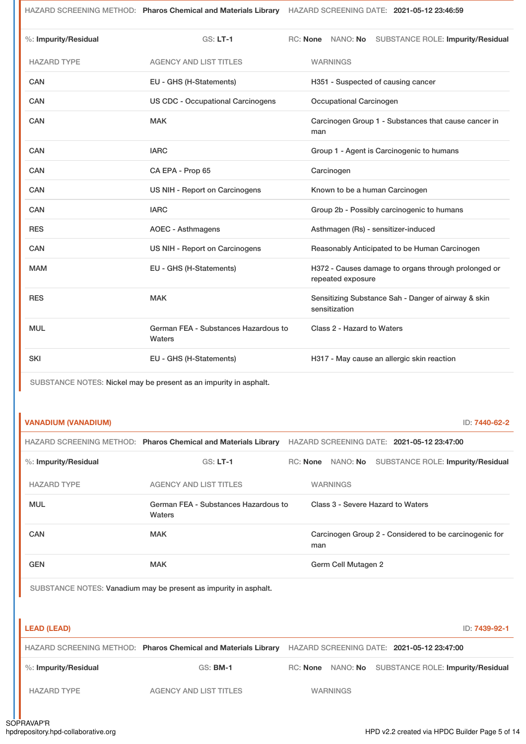HAZARD SCREENING METHOD: **Pharos Chemical and Materials Library** HAZARD SCREENING DATE: **2021-05-12 23:46:59**

%: **Impurity/Residual** GS: **LT-1** RC: **None** NANO: **No** SUBSTANCE ROLE: **Impurity/Residual**

| HAZARD TYPE | AGENCY AND LIST TITLES | WARNINGS |
|---|---|---|
| CAN | EU - GHS (H-Statements) | H351 - Suspected of causing cancer |
| CAN | US CDC - Occupational Carcinogens | Occupational Carcinogen |
| CAN | MAK | Carcinogen Group 1 - Substances that cause cancer in man |
| CAN | IARC | Group 1 - Agent is Carcinogenic to humans |
| CAN | CA EPA - Prop 65 | Carcinogen |
| CAN | US NIH - Report on Carcinogens | Known to be a human Carcinogen |
| CAN | IARC | Group 2b - Possibly carcinogenic to humans |
| RES | AOEC - Asthmagens | Asthmagen (Rs) - sensitizer-induced |
| CAN | US NIH - Report on Carcinogens | Reasonably Anticipated to be Human Carcinogen |
| MAM | EU - GHS (H-Statements) | H372 - Causes damage to organs through prolonged or repeated exposure |
| RES | MAK | Sensitizing Substance Sah - Danger of airway & skin sensitization |
| MUL | German FEA - Substances Hazardous to Waters | Class 2 - Hazard to Waters |
| SKI | EU - GHS (H-Statements) | H317 - May cause an allergic skin reaction |

SUBSTANCE NOTES: Nickel may be present as an impurity in asphalt.

## VANADIUM (VANADIUM)

ID: 7440-62-2

HAZARD SCREENING METHOD: **Pharos Chemical and Materials Library** HAZARD SCREENING DATE: **2021-05-12 23:47:00**

%: **Impurity/Residual** GS: **LT-1** RC: **None** NANO: **No** SUBSTANCE ROLE: **Impurity/Residual**

| HAZARD TYPE | AGENCY AND LIST TITLES | WARNINGS |
|---|---|---|
| MUL | German FEA - Substances Hazardous to Waters | Class 3 - Severe Hazard to Waters |
| CAN | MAK | Carcinogen Group 2 - Considered to be carcinogenic for man |
| GEN | MAK | Germ Cell Mutagen 2 |

SUBSTANCE NOTES: Vanadium may be present as impurity in asphalt.

## LEAD (LEAD)

ID: 7439-92-1

HAZARD SCREENING METHOD: **Pharos Chemical and Materials Library** HAZARD SCREENING DATE: **2021-05-12 23:47:00**

%: **Impurity/Residual** GS: **BM-1** RC: **None** NANO: **No** SUBSTANCE ROLE: **Impurity/Residual**

| HAZARD TYPE | AGENCY AND LIST TITLES | WARNINGS |
|---|---|---|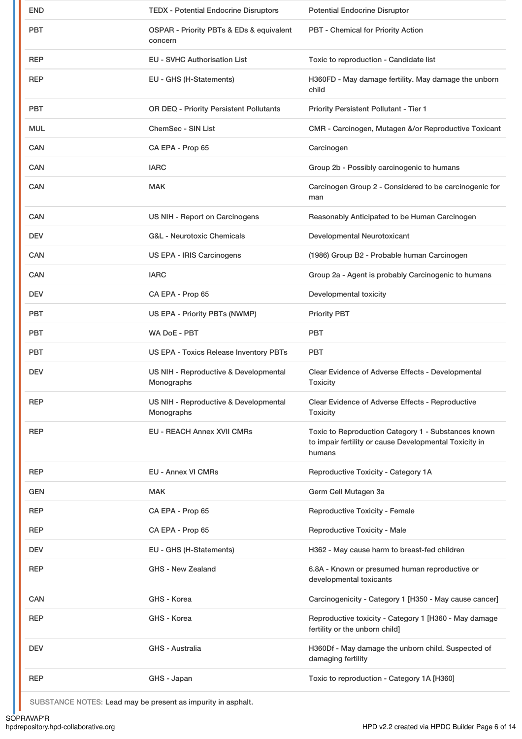| | | |
|---|---|---|
| END | TEDX - Potential Endocrine Disruptors | Potential Endocrine Disruptor |
| PBT | OSPAR - Priority PBTs & EDs & equivalent concern | PBT - Chemical for Priority Action |
| REP | EU - SVHC Authorisation List | Toxic to reproduction - Candidate list |
| REP | EU - GHS (H-Statements) | H360FD - May damage fertility. May damage the unborn child |
| PBT | OR DEQ - Priority Persistent Pollutants | Priority Persistent Pollutant - Tier 1 |
| MUL | ChemSec - SIN List | CMR - Carcinogen, Mutagen &/or Reproductive Toxicant |
| CAN | CA EPA - Prop 65 | Carcinogen |
| CAN | IARC | Group 2b - Possibly carcinogenic to humans |
| CAN | MAK | Carcinogen Group 2 - Considered to be carcinogenic for man |
| CAN | US NIH - Report on Carcinogens | Reasonably Anticipated to be Human Carcinogen |
| DEV | G&L - Neurotoxic Chemicals | Developmental Neurotoxicant |
| CAN | US EPA - IRIS Carcinogens | (1986) Group B2 - Probable human Carcinogen |
| CAN | IARC | Group 2a - Agent is probably Carcinogenic to humans |
| DEV | CA EPA - Prop 65 | Developmental toxicity |
| PBT | US EPA - Priority PBTs (NWMP) | Priority PBT |
| PBT | WA DoE - PBT | PBT |
| PBT | US EPA - Toxics Release Inventory PBTs | PBT |
| DEV | US NIH - Reproductive & Developmental Monographs | Clear Evidence of Adverse Effects - Developmental Toxicity |
| REP | US NIH - Reproductive & Developmental Monographs | Clear Evidence of Adverse Effects - Reproductive Toxicity |
| REP | EU - REACH Annex XVII CMRs | Toxic to Reproduction Category 1 - Substances known to impair fertility or cause Developmental Toxicity in humans |
| REP | EU - Annex VI CMRs | Reproductive Toxicity - Category 1A |
| GEN | MAK | Germ Cell Mutagen 3a |
| REP | CA EPA - Prop 65 | Reproductive Toxicity - Female |
| REP | CA EPA - Prop 65 | Reproductive Toxicity - Male |
| DEV | EU - GHS (H-Statements) | H362 - May cause harm to breast-fed children |
| REP | GHS - New Zealand | 6.8A - Known or presumed human reproductive or developmental toxicants |
| CAN | GHS - Korea | Carcinogenicity - Category 1 [H350 - May cause cancer] |
| REP | GHS - Korea | Reproductive toxicity - Category 1 [H360 - May damage fertility or the unborn child] |
| DEV | GHS - Australia | H360Df - May damage the unborn child. Suspected of damaging fertility |
| REP | GHS - Japan | Toxic to reproduction - Category 1A [H360] |

SUBSTANCE NOTES: Lead may be present as impurity in asphalt.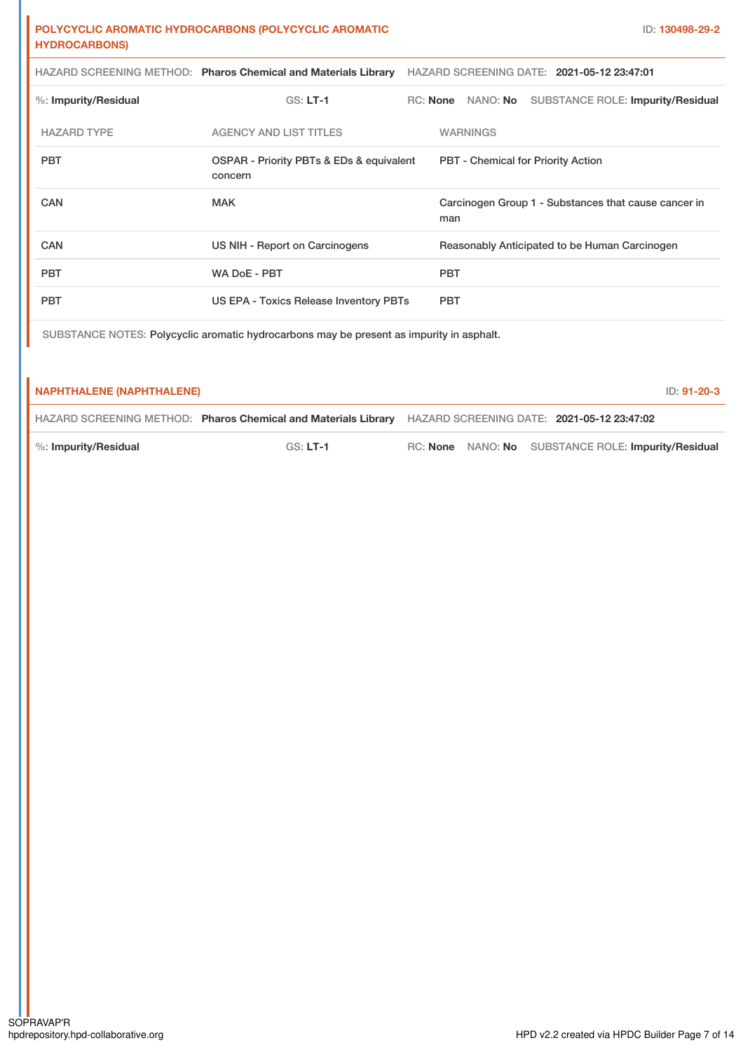**POLYCYCLIC AROMATIC HYDROCARBONS (POLYCYCLIC AROMATIC HYDROCARBONS)** ID: 130498-29-2

HAZARD SCREENING METHOD: **Pharos Chemical and Materials Library** HAZARD SCREENING DATE: **2021-05-12 23:47:01**

%: **Impurity/Residual** GS: **LT-1** RC: **None** NANO: **No** SUBSTANCE ROLE: **Impurity/Residual**

| HAZARD TYPE | AGENCY AND LIST TITLES | WARNINGS |
| --- | --- | --- |
| PBT | OSPAR - Priority PBTs & EDs & equivalent concern | PBT - Chemical for Priority Action |
| CAN | MAK | Carcinogen Group 1 - Substances that cause cancer in man |
| CAN | US NIH - Report on Carcinogens | Reasonably Anticipated to be Human Carcinogen |
| PBT | WA DoE - PBT | PBT |
| PBT | US EPA - Toxics Release Inventory PBTs | PBT |

SUBSTANCE NOTES: Polycyclic aromatic hydrocarbons may be present as impurity in asphalt.

**NAPHTHALENE (NAPHTHALENE)** ID: 91-20-3

HAZARD SCREENING METHOD: **Pharos Chemical and Materials Library** HAZARD SCREENING DATE: **2021-05-12 23:47:02**

%: **Impurity/Residual** GS: **LT-1** RC: **None** NANO: **No** SUBSTANCE ROLE: **Impurity/Residual**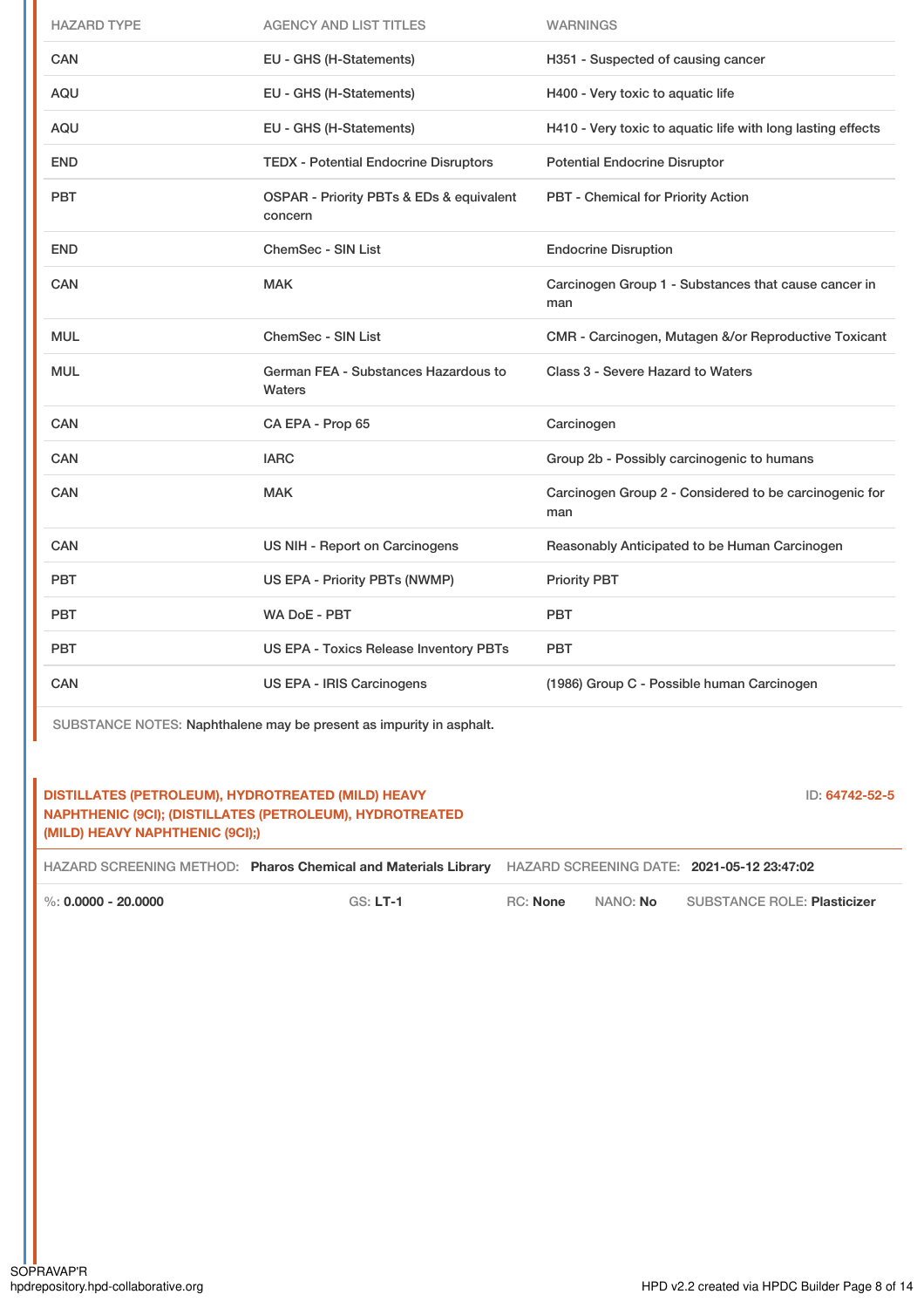| HAZARD TYPE | AGENCY AND LIST TITLES | WARNINGS |
|---|---|---|
| CAN | EU - GHS (H-Statements) | H351 - Suspected of causing cancer |
| AQU | EU - GHS (H-Statements) | H400 - Very toxic to aquatic life |
| AQU | EU - GHS (H-Statements) | H410 - Very toxic to aquatic life with long lasting effects |
| END | TEDX - Potential Endocrine Disruptors | Potential Endocrine Disruptor |
| PBT | OSPAR - Priority PBTs & EDs & equivalent concern | PBT - Chemical for Priority Action |
| END | ChemSec - SIN List | Endocrine Disruption |
| CAN | MAK | Carcinogen Group 1 - Substances that cause cancer in man |
| MUL | ChemSec - SIN List | CMR - Carcinogen, Mutagen &/or Reproductive Toxicant |
| MUL | German FEA - Substances Hazardous to Waters | Class 3 - Severe Hazard to Waters |
| CAN | CA EPA - Prop 65 | Carcinogen |
| CAN | IARC | Group 2b - Possibly carcinogenic to humans |
| CAN | MAK | Carcinogen Group 2 - Considered to be carcinogenic for man |
| CAN | US NIH - Report on Carcinogens | Reasonably Anticipated to be Human Carcinogen |
| PBT | US EPA - Priority PBTs (NWMP) | Priority PBT |
| PBT | WA DoE - PBT | PBT |
| PBT | US EPA - Toxics Release Inventory PBTs | PBT |
| CAN | US EPA - IRIS Carcinogens | (1986) Group C - Possible human Carcinogen |

SUBSTANCE NOTES: Naphthalene may be present as impurity in asphalt.

## DISTILLATES (PETROLEUM), HYDROTREATED (MILD) HEAVY NAPHTHENIC (9CI); (DISTILLATES (PETROLEUM), HYDROTREATED (MILD) HEAVY NAPHTHENIC (9CI);)

ID: 64742-52-5

HAZARD SCREENING METHOD: **Pharos Chemical and Materials Library** HAZARD SCREENING DATE: **2021-05-12 23:47:02**

%: **0.0000 - 20.0000** GS: **LT-1** RC: **None** NANO: **No** SUBSTANCE ROLE: **Plasticizer**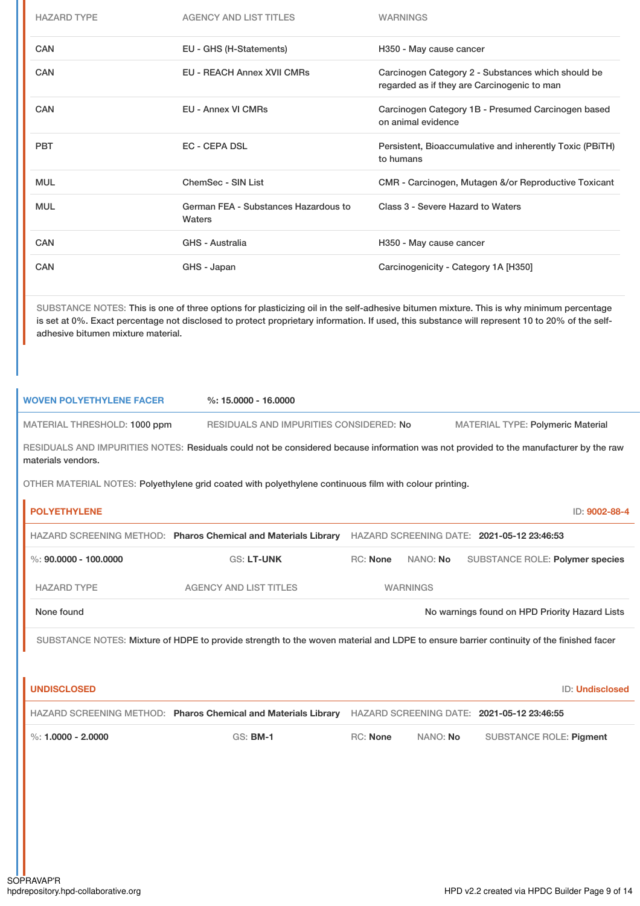| HAZARD TYPE | AGENCY AND LIST TITLES | WARNINGS |
|---|---|---|
| CAN | EU - GHS (H-Statements) | H350 - May cause cancer |
| CAN | EU - REACH Annex XVII CMRs | Carcinogen Category 2 - Substances which should be regarded as if they are Carcinogenic to man |
| CAN | EU - Annex VI CMRs | Carcinogen Category 1B - Presumed Carcinogen based on animal evidence |
| PBT | EC - CEPA DSL | Persistent, Bioaccumulative and inherently Toxic (PBiTH) to humans |
| MUL | ChemSec - SIN List | CMR - Carcinogen, Mutagen &/or Reproductive Toxicant |
| MUL | German FEA - Substances Hazardous to Waters | Class 3 - Severe Hazard to Waters |
| CAN | GHS - Australia | H350 - May cause cancer |
| CAN | GHS - Japan | Carcinogenicity - Category 1A [H350] |

SUBSTANCE NOTES: This is one of three options for plasticizing oil in the self-adhesive bitumen mixture. This is why minimum percentage is set at 0%. Exact percentage not disclosed to protect proprietary information. If used, this substance will represent 10 to 20% of the self-adhesive bitumen mixture material.

## WOVEN POLYETHYLENE FACER

%: 15.0000 - 16.0000

MATERIAL THRESHOLD: 1000 ppm | RESIDUALS AND IMPURITIES CONSIDERED: No | MATERIAL TYPE: Polymeric Material

RESIDUALS AND IMPURITIES NOTES: Residuals could not be considered because information was not provided to the manufacturer by the raw materials vendors.

OTHER MATERIAL NOTES: Polyethylene grid coated with polyethylene continuous film with colour printing.

### POLYETHYLENE

ID: 9002-88-4

HAZARD SCREENING METHOD: Pharos Chemical and Materials Library | HAZARD SCREENING DATE: 2021-05-12 23:46:53

%: 90.0000 - 100.0000 | GS: LT-UNK | RC: None | NANO: No | SUBSTANCE ROLE: Polymer species

| HAZARD TYPE | AGENCY AND LIST TITLES | WARNINGS |
|---|---|---|
| None found | | No warnings found on HPD Priority Hazard Lists |

SUBSTANCE NOTES: Mixture of HDPE to provide strength to the woven material and LDPE to ensure barrier continuity of the finished facer

### UNDISCLOSED

ID: Undisclosed

HAZARD SCREENING METHOD: Pharos Chemical and Materials Library | HAZARD SCREENING DATE: 2021-05-12 23:46:55

%: 1.0000 - 2.0000 | GS: BM-1 | RC: None | NANO: No | SUBSTANCE ROLE: Pigment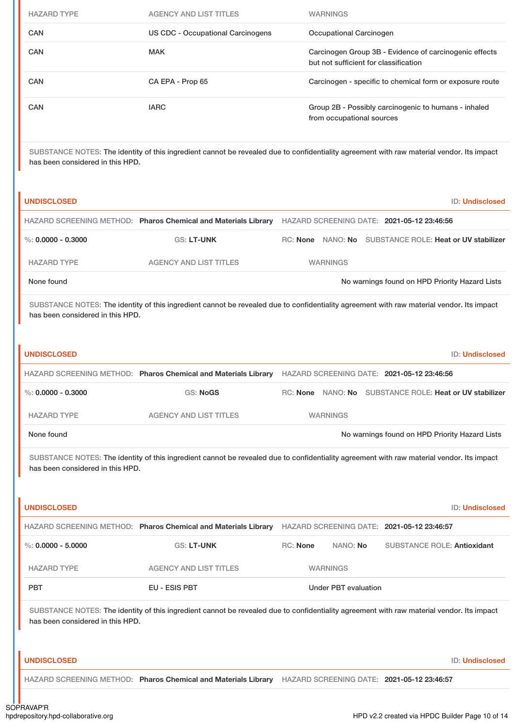| HAZARD TYPE | AGENCY AND LIST TITLES | WARNINGS |
|---|---|---|
| CAN | US CDC - Occupational Carcinogens | Occupational Carcinogen |
| CAN | MAK | Carcinogen Group 3B - Evidence of carcinogenic effects but not sufficient for classification |
| CAN | CA EPA - Prop 65 | Carcinogen - specific to chemical form or exposure route |
| CAN | IARC | Group 2B - Possibly carcinogenic to humans - inhaled from occupational sources |

SUBSTANCE NOTES: The identity of this ingredient cannot be revealed due to confidentiality agreement with raw material vendor. Its impact has been considered in this HPD.

**UNDISCLOSED** ID: **Undisclosed**

HAZARD SCREENING METHOD: **Pharos Chemical and Materials Library** HAZARD SCREENING DATE: **2021-05-12 23:46:56**

%: **0.0000 - 0.3000** GS: **LT-UNK** RC: **None** NANO: **No** SUBSTANCE ROLE: **Heat or UV stabilizer**

| HAZARD TYPE | AGENCY AND LIST TITLES | WARNINGS |
|---|---|---|
| None found | | No warnings found on HPD Priority Hazard Lists |

SUBSTANCE NOTES: The identity of this ingredient cannot be revealed due to confidentiality agreement with raw material vendor. Its impact has been considered in this HPD.

**UNDISCLOSED** ID: **Undisclosed**

HAZARD SCREENING METHOD: **Pharos Chemical and Materials Library** HAZARD SCREENING DATE: **2021-05-12 23:46:56**

%: **0.0000 - 0.3000** GS: **NoGS** RC: **None** NANO: **No** SUBSTANCE ROLE: **Heat or UV stabilizer**

| HAZARD TYPE | AGENCY AND LIST TITLES | WARNINGS |
|---|---|---|
| None found | | No warnings found on HPD Priority Hazard Lists |

SUBSTANCE NOTES: The identity of this ingredient cannot be revealed due to confidentiality agreement with raw material vendor. Its impact has been considered in this HPD.

**UNDISCLOSED** ID: **Undisclosed**

HAZARD SCREENING METHOD: **Pharos Chemical and Materials Library** HAZARD SCREENING DATE: **2021-05-12 23:46:57**

%: **0.0000 - 5.0000** GS: **LT-UNK** RC: **None** NANO: **No** SUBSTANCE ROLE: **Antioxidant**

| HAZARD TYPE | AGENCY AND LIST TITLES | WARNINGS |
|---|---|---|
| PBT | EU - ESIS PBT | Under PBT evaluation |

SUBSTANCE NOTES: The identity of this ingredient cannot be revealed due to confidentiality agreement with raw material vendor. Its impact has been considered in this HPD.

**UNDISCLOSED** ID: **Undisclosed**

HAZARD SCREENING METHOD: **Pharos Chemical and Materials Library** HAZARD SCREENING DATE: **2021-05-12 23:46:57**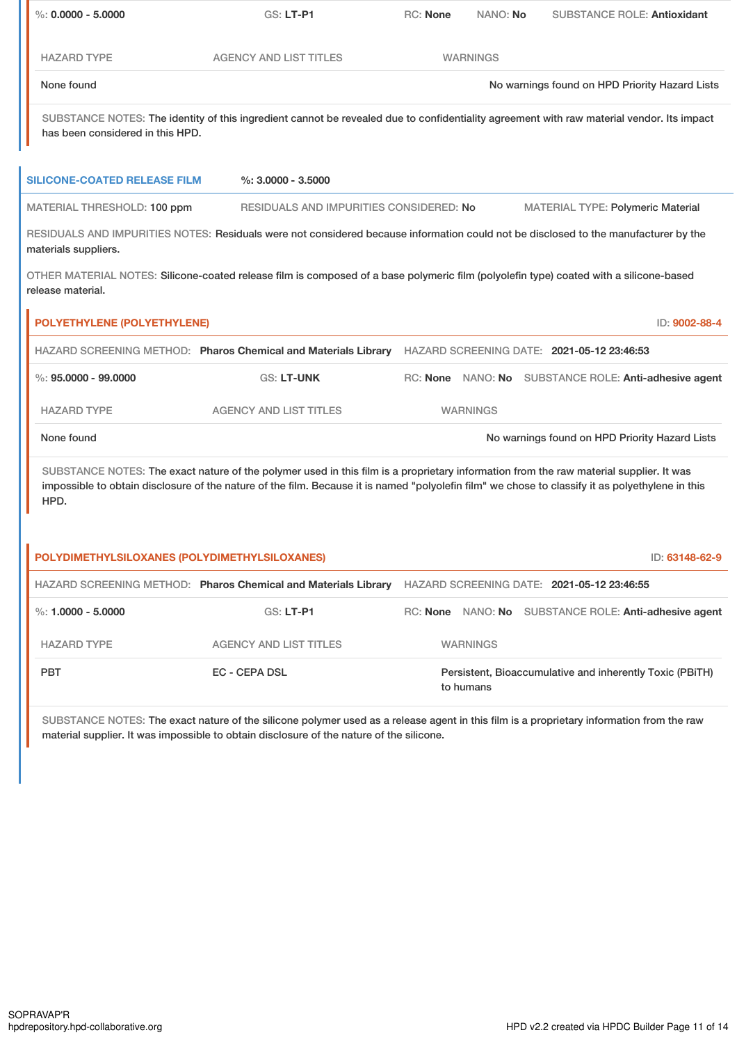%: **0.0000 - 5.0000** | GS: **LT-P1** | RC: **None** | NANO: **No** | SUBSTANCE ROLE: **Antioxidant**

| HAZARD TYPE | AGENCY AND LIST TITLES | WARNINGS |
| --- | --- | --- |
| None found | | No warnings found on HPD Priority Hazard Lists |

SUBSTANCE NOTES: The identity of this ingredient cannot be revealed due to confidentiality agreement with raw material vendor. Its impact has been considered in this HPD.

## SILICONE-COATED RELEASE FILM

%: **3.0000 - 3.5000**

MATERIAL THRESHOLD: 100 ppm | RESIDUALS AND IMPURITIES CONSIDERED: No | MATERIAL TYPE: Polymeric Material

RESIDUALS AND IMPURITIES NOTES: Residuals were not considered because information could not be disclosed to the manufacturer by the materials suppliers.

OTHER MATERIAL NOTES: Silicone-coated release film is composed of a base polymeric film (polyolefin type) coated with a silicone-based release material.

### POLYETHYLENE (POLYETHYLENE)

ID: 9002-88-4

HAZARD SCREENING METHOD: **Pharos Chemical and Materials Library** | HAZARD SCREENING DATE: **2021-05-12 23:46:53**

%: **95.0000 - 99.0000** | GS: **LT-UNK** | RC: **None** | NANO: **No** | SUBSTANCE ROLE: **Anti-adhesive agent**

| HAZARD TYPE | AGENCY AND LIST TITLES | WARNINGS |
| --- | --- | --- |
| None found | | No warnings found on HPD Priority Hazard Lists |

SUBSTANCE NOTES: The exact nature of the polymer used in this film is a proprietary information from the raw material supplier. It was impossible to obtain disclosure of the nature of the film. Because it is named "polyolefin film" we chose to classify it as polyethylene in this HPD.

### POLYDIMETHYLSILOXANES (POLYDIMETHYLSILOXANES)

ID: 63148-62-9

HAZARD SCREENING METHOD: **Pharos Chemical and Materials Library** | HAZARD SCREENING DATE: **2021-05-12 23:46:55**

%: **1.0000 - 5.0000** | GS: **LT-P1** | RC: **None** | NANO: **No** | SUBSTANCE ROLE: **Anti-adhesive agent**

| HAZARD TYPE | AGENCY AND LIST TITLES | WARNINGS |
| --- | --- | --- |
| PBT | EC - CEPA DSL | Persistent, Bioaccumulative and inherently Toxic (PBiTH) to humans |

SUBSTANCE NOTES: The exact nature of the silicone polymer used as a release agent in this film is a proprietary information from the raw material supplier. It was impossible to obtain disclosure of the nature of the silicone.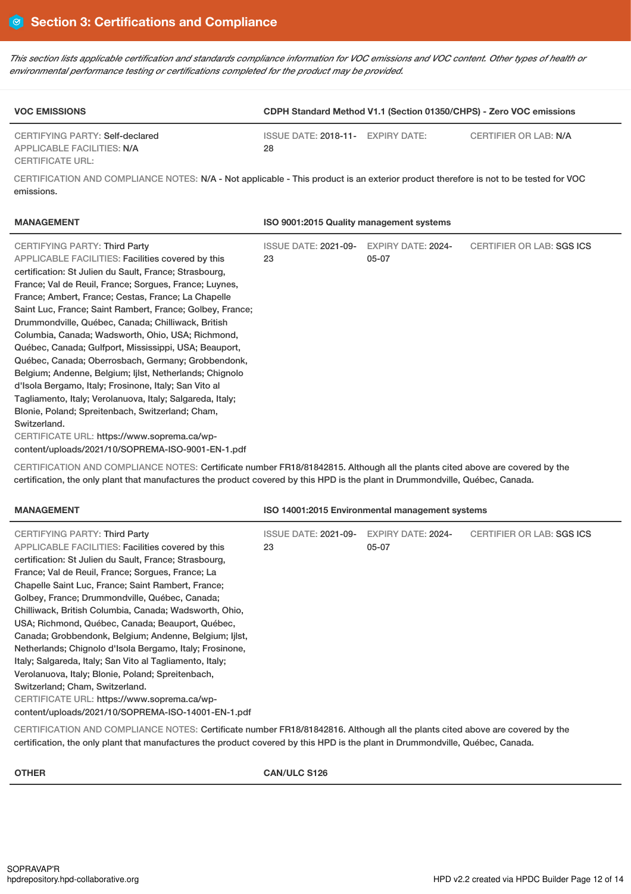## Section 3: Certifications and Compliance

*This section lists applicable certification and standards compliance information for VOC emissions and VOC content. Other types of health or environmental performance testing or certifications completed for the product may be provided.*

| VOC EMISSIONS | CDPH Standard Method V1.1 (Section 01350/CHPS) - Zero VOC emissions | | |
|---|---|---|---|
| CERTIFYING PARTY: Self-declared<br>APPLICABLE FACILITIES: N/A<br>CERTIFICATE URL: | ISSUE DATE: 2018-11-28 | EXPIRY DATE: | CERTIFIER OR LAB: N/A |

CERTIFICATION AND COMPLIANCE NOTES: N/A - Not applicable - This product is an exterior product therefore is not to be tested for VOC emissions.

| MANAGEMENT | ISO 9001:2015 Quality management systems | | |
|---|---|---|---|
| CERTIFYING PARTY: Third Party<br>APPLICABLE FACILITIES: Facilities covered by this certification: St Julien du Sault, France; Strasbourg, France; Val de Reuil, France; Sorgues, France; Luynes, France; Ambert, France; Cestas, France; La Chapelle Saint Luc, France; Saint Rambert, France; Golbey, France; Drummondville, Québec, Canada; Chilliwack, British Columbia, Canada; Wadsworth, Ohio, USA; Richmond, Québec, Canada; Gulfport, Mississippi, USA; Beauport, Québec, Canada; Oberrosbach, Germany; Grobbendonk, Belgium; Andenne, Belgium; Ijlst, Netherlands; Chignolo d'Isola Bergamo, Italy; Frosinone, Italy; San Vito al Tagliamento, Italy; Verolanuova, Italy; Salgareda, Italy; Blonie, Poland; Spreitenbach, Switzerland; Cham, Switzerland.<br>CERTIFICATE URL: https://www.soprema.ca/wp-content/uploads/2021/10/SOPREMA-ISO-9001-EN-1.pdf | ISSUE DATE: 2021-09-23 | EXPIRY DATE: 2024-05-07 | CERTIFIER OR LAB: SGS ICS |

CERTIFICATION AND COMPLIANCE NOTES: Certificate number FR18/81842815. Although all the plants cited above are covered by the certification, the only plant that manufactures the product covered by this HPD is the plant in Drummondville, Québec, Canada.

| MANAGEMENT | ISO 14001:2015 Environmental management systems | | |
|---|---|---|---|
| CERTIFYING PARTY: Third Party<br>APPLICABLE FACILITIES: Facilities covered by this certification: St Julien du Sault, France; Strasbourg, France; Val de Reuil, France; Sorgues, France; La Chapelle Saint Luc, France; Saint Rambert, France; Golbey, France; Drummondville, Québec, Canada; Chilliwack, British Columbia, Canada; Wadsworth, Ohio, USA; Richmond, Québec, Canada; Beauport, Québec, Canada; Grobbendonk, Belgium; Andenne, Belgium; Ijlst, Netherlands; Chignolo d'Isola Bergamo, Italy; Frosinone, Italy; Salgareda, Italy; San Vito al Tagliamento, Italy; Verolanuova, Italy; Blonie, Poland; Spreitenbach, Switzerland; Cham, Switzerland.<br>CERTIFICATE URL: https://www.soprema.ca/wp-content/uploads/2021/10/SOPREMA-ISO-14001-EN-1.pdf | ISSUE DATE: 2021-09-23 | EXPIRY DATE: 2024-05-07 | CERTIFIER OR LAB: SGS ICS |

CERTIFICATION AND COMPLIANCE NOTES: Certificate number FR18/81842816. Although all the plants cited above are covered by the certification, the only plant that manufactures the product covered by this HPD is the plant in Drummondville, Québec, Canada.

| OTHER | CAN/ULC S126 |
|---|---|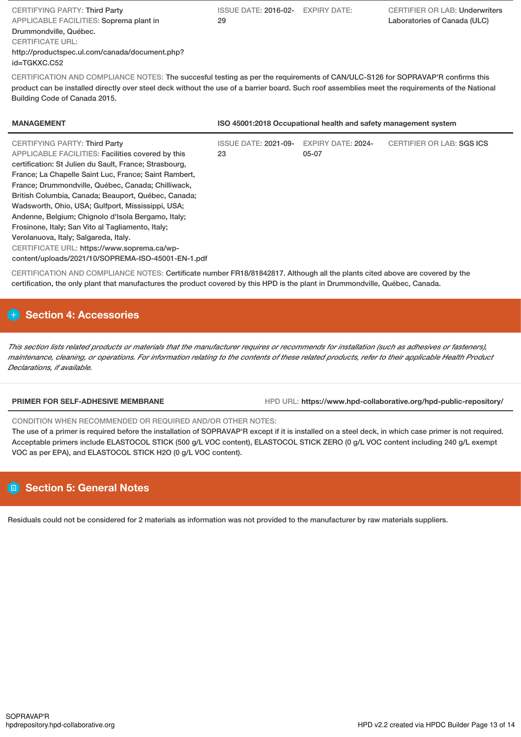CERTIFYING PARTY: Third Party
APPLICABLE FACILITIES: Soprema plant in Drummondville, Québec.
CERTIFICATE URL: http://productspec.ul.com/canada/document.php?id=TGKXC.C52

ISSUE DATE: 2016-02-29

EXPIRY DATE:

CERTIFIER OR LAB: Underwriters Laboratories of Canada (ULC)

CERTIFICATION AND COMPLIANCE NOTES: The succesful testing as per the requirements of CAN/ULC-S126 for SOPRAVAP'R confirms this product can be installed directly over steel deck without the use of a barrier board. Such roof assemblies meet the requirements of the National Building Code of Canada 2015.

| MANAGEMENT | ISO 45001:2018 Occupational health and safety management system |
|---|---|

CERTIFYING PARTY: Third Party
APPLICABLE FACILITIES: Facilities covered by this certification: St Julien du Sault, France; Strasbourg, France; La Chapelle Saint Luc, France; Saint Rambert, France; Drummondville, Québec, Canada; Chilliwack, British Columbia, Canada; Beauport, Québec, Canada; Wadsworth, Ohio, USA; Gulfport, Mississippi, USA; Andenne, Belgium; Chignolo d'Isola Bergamo, Italy; Frosinone, Italy; San Vito al Tagliamento, Italy; Verolanuova, Italy; Salgareda, Italy.
CERTIFICATE URL: https://www.soprema.ca/wp-content/uploads/2021/10/SOPREMA-ISO-45001-EN-1.pdf

ISSUE DATE: 2021-09-23

EXPIRY DATE: 2024-05-07

CERTIFIER OR LAB: SGS ICS

CERTIFICATION AND COMPLIANCE NOTES: Certificate number FR18/81842817. Although all the plants cited above are covered by the certification, the only plant that manufactures the product covered by this HPD is the plant in Drummondville, Québec, Canada.

## Section 4: Accessories

*This section lists related products or materials that the manufacturer requires or recommends for installation (such as adhesives or fasteners), maintenance, cleaning, or operations. For information relating to the contents of these related products, refer to their applicable Health Product Declarations, if available.*

| PRIMER FOR SELF-ADHESIVE MEMBRANE | HPD URL: https://www.hpd-collaborative.org/hpd-public-repository/ |
|---|---|

CONDITION WHEN RECOMMENDED OR REQUIRED AND/OR OTHER NOTES:
The use of a primer is required before the installation of SOPRAVAP'R except if it is installed on a steel deck, in which case primer is not required. Acceptable primers include ELASTOCOL STICK (500 g/L VOC content), ELASTOCOL STICK ZERO (0 g/L VOC content including 240 g/L exempt VOC as per EPA), and ELASTOCOL STICK H2O (0 g/L VOC content).

## Section 5: General Notes

Residuals could not be considered for 2 materials as information was not provided to the manufacturer by raw materials suppliers.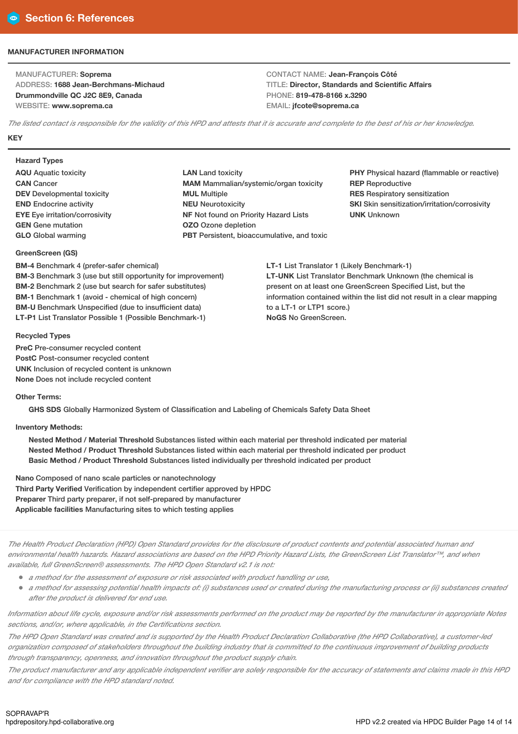# Section 6: References

## MANUFACTURER INFORMATION

MANUFACTURER: **Soprema**
ADDRESS: **1688 Jean-Berchmans-Michaud Drummondville QC J2C 8E9, Canada**
WEBSITE: **www.soprema.ca**

CONTACT NAME: **Jean-François Côté**
TITLE: **Director, Standards and Scientific Affairs**
PHONE: **819-478-8166 x.3290**
EMAIL: **jfcote@soprema.ca**

*The listed contact is responsible for the validity of this HPD and attests that it is accurate and complete to the best of his or her knowledge.*

## KEY

### Hazard Types

**AQU** Aquatic toxicity
**CAN** Cancer
**DEV** Developmental toxicity
**END** Endocrine activity
**EYE** Eye irritation/corrosivity
**GEN** Gene mutation
**GLO** Global warming
**LAN** Land toxicity
**MAM** Mammalian/systemic/organ toxicity
**MUL** Multiple
**NEU** Neurotoxicity
**NF** Not found on Priority Hazard Lists
**OZO** Ozone depletion
**PBT** Persistent, bioaccumulative, and toxic
**PHY** Physical hazard (flammable or reactive)
**REP** Reproductive
**RES** Respiratory sensitization
**SKI** Skin sensitization/irritation/corrosivity
**UNK** Unknown

### GreenScreen (GS)

**BM-4** Benchmark 4 (prefer-safer chemical)
**BM-3** Benchmark 3 (use but still opportunity for improvement)
**BM-2** Benchmark 2 (use but search for safer substitutes)
**BM-1** Benchmark 1 (avoid - chemical of high concern)
**BM-U** Benchmark Unspecified (due to insufficient data)
**LT-P1** List Translator Possible 1 (Possible Benchmark-1)
**LT-1** List Translator 1 (Likely Benchmark-1)
**LT-UNK** List Translator Benchmark Unknown (the chemical is present on at least one GreenScreen Specified List, but the information contained within the list did not result in a clear mapping to a LT-1 or LTP1 score.)
**NoGS** No GreenScreen.

### Recycled Types

**PreC** Pre-consumer recycled content
**PostC** Post-consumer recycled content
**UNK** Inclusion of recycled content is unknown
**None** Does not include recycled content

### Other Terms:

**GHS SDS** Globally Harmonized System of Classification and Labeling of Chemicals Safety Data Sheet

### Inventory Methods:

**Nested Method / Material Threshold** Substances listed within each material per threshold indicated per material
**Nested Method / Product Threshold** Substances listed within each material per threshold indicated per product
**Basic Method / Product Threshold** Substances listed individually per threshold indicated per product

**Nano** Composed of nano scale particles or nanotechnology
**Third Party Verified** Verification by independent certifier approved by HPDC
**Preparer** Third party preparer, if not self-prepared by manufacturer
**Applicable facilities** Manufacturing sites to which testing applies

*The Health Product Declaration (HPD) Open Standard provides for the disclosure of product contents and potential associated human and environmental health hazards. Hazard associations are based on the HPD Priority Hazard Lists, the GreenScreen List Translator™, and when available, full GreenScreen® assessments. The HPD Open Standard v2.1 is not:*

- *a method for the assessment of exposure or risk associated with product handling or use,*
- *a method for assessing potential health impacts of: (i) substances used or created during the manufacturing process or (ii) substances created after the product is delivered for end use.*

*Information about life cycle, exposure and/or risk assessments performed on the product may be reported by the manufacturer in appropriate Notes sections, and/or, where applicable, in the Certifications section.*

*The HPD Open Standard was created and is supported by the Health Product Declaration Collaborative (the HPD Collaborative), a customer-led organization composed of stakeholders throughout the building industry that is committed to the continuous improvement of building products through transparency, openness, and innovation throughout the product supply chain.*

*The product manufacturer and any applicable independent verifier are solely responsible for the accuracy of statements and claims made in this HPD and for compliance with the HPD standard noted.*